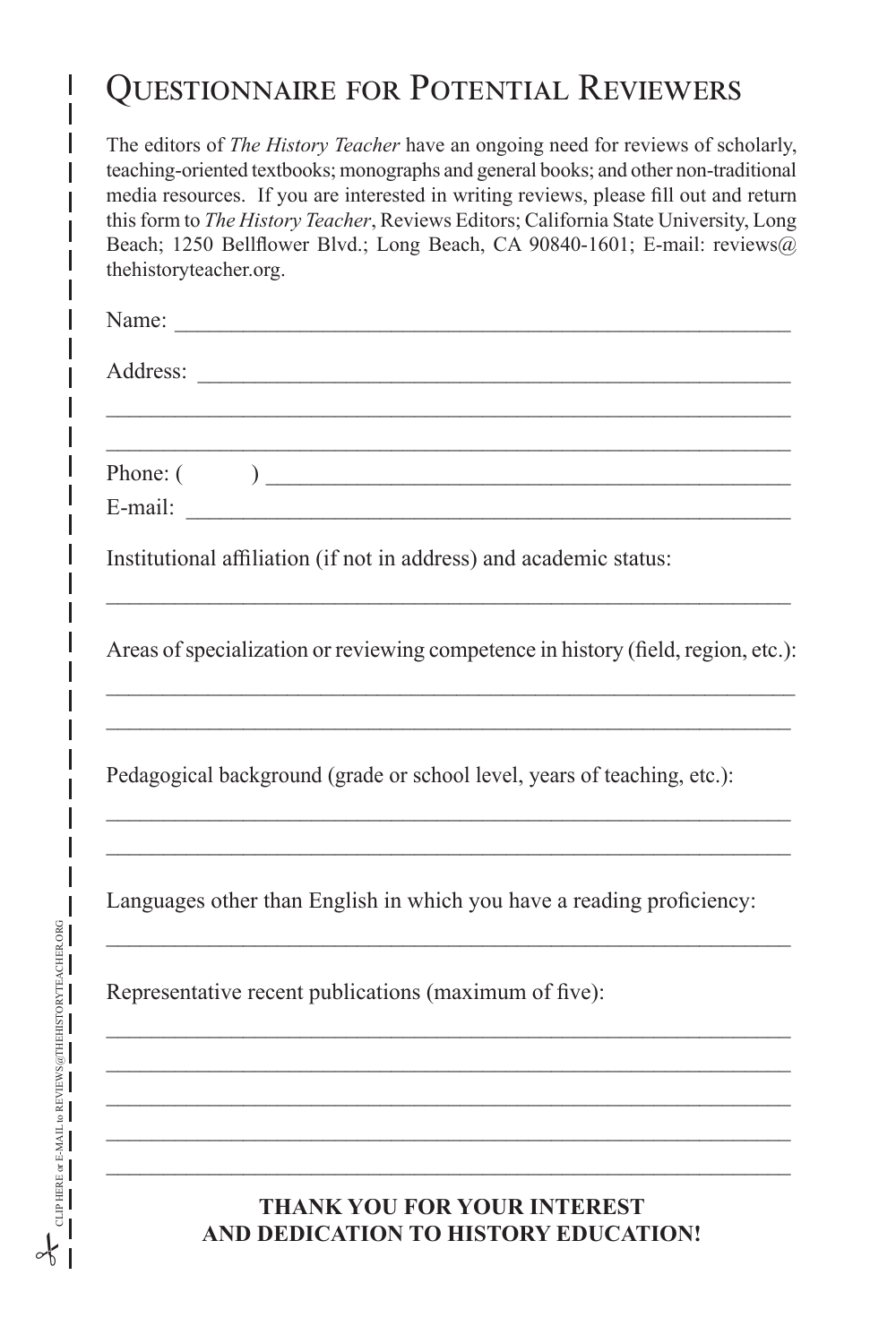# Questionnaire for Potential Reviewers

The editors of *The History Teacher* have an ongoing need for reviews of scholarly, teaching-oriented textbooks; monographs and general books; and other non-traditional media resources. If you are interested in writing reviews, please fill out and return this form to *The History Teacher*, Reviews Editors; California State University, Long Beach; 1250 Bellflower Blvd.; Long Beach, CA 90840-1601; E-mail: reviews@thehistoryteacher.org.

Name: ______________________________________________________

Address: ____________________________________________________

____________________________________________________________

____________________________________________________________

Phone: (        ) _______________________________________________

E-mail: _____________________________________________________

Institutional affiliation (if not in address) and academic status:

____________________________________________________________

Areas of specialization or reviewing competence in history (field, region, etc.):

____________________________________________________________

____________________________________________________________

Pedagogical background (grade or school level, years of teaching, etc.):

____________________________________________________________

____________________________________________________________

Languages other than English in which you have a reading proficiency:

____________________________________________________________

Representative recent publications (maximum of five):

____________________________________________________________

____________________________________________________________

____________________________________________________________

____________________________________________________________

____________________________________________________________

**THANK YOU FOR YOUR INTEREST AND DEDICATION TO HISTORY EDUCATION!**

CLIP HERE or E-MAIL to REVIEWS@THEHISTORYTEACHER.ORG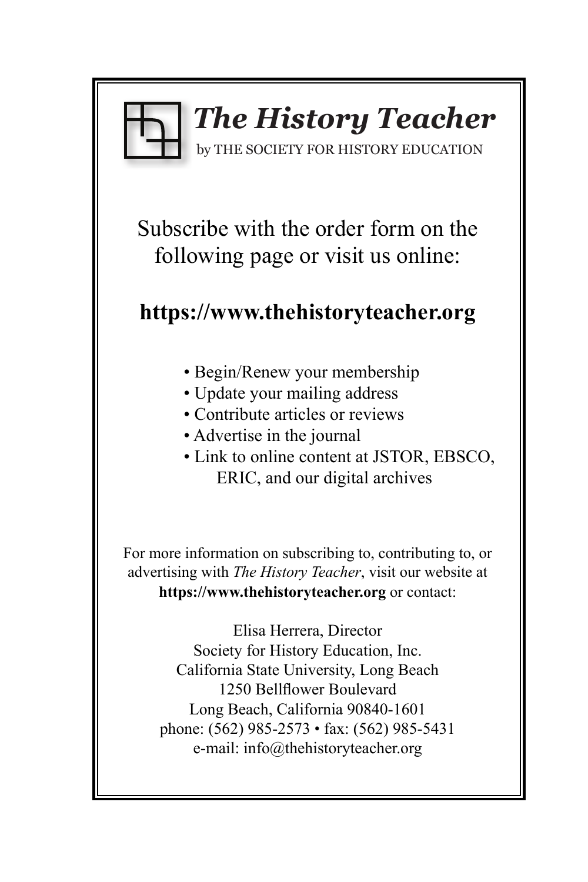# *The History Teacher*

by THE SOCIETY FOR HISTORY EDUCATION

Subscribe with the order form on the following page or visit us online:

**https://www.thehistoryteacher.org**

- Begin/Renew your membership
- Update your mailing address
- Contribute articles or reviews
- Advertise in the journal
- Link to online content at JSTOR, EBSCO, ERIC, and our digital archives

For more information on subscribing to, contributing to, or advertising with *The History Teacher*, visit our website at **https://www.thehistoryteacher.org** or contact:

Elisa Herrera, Director
Society for History Education, Inc.
California State University, Long Beach
1250 Bellflower Boulevard
Long Beach, California 90840-1601
phone: (562) 985-2573 • fax: (562) 985-5431
e-mail: info@thehistoryteacher.org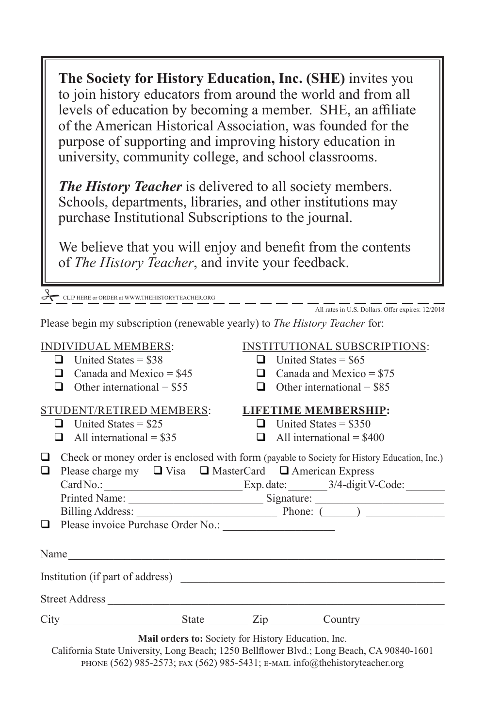**The Society for History Education, Inc. (SHE)** invites you to join history educators from around the world and from all levels of education by becoming a member. SHE, an affiliate of the American Historical Association, was founded for the purpose of supporting and improving history education in university, community college, and school classrooms.

***The History Teacher*** is delivered to all society members. Schools, departments, libraries, and other institutions may purchase Institutional Subscriptions to the journal.

We believe that you will enjoy and benefit from the contents of *The History Teacher*, and invite your feedback.

✂ CLIP HERE or ORDER at WWW.THEHISTORYTEACHER.ORG

All rates in U.S. Dollars. Offer expires: 12/2018

Please begin my subscription (renewable yearly) to *The History Teacher* for:

INDIVIDUAL MEMBERS:
- ☐ United States = $38
- ☐ Canada and Mexico = $45
- ☐ Other international = $55

INSTITUTIONAL SUBSCRIPTIONS:
- ☐ United States = $65
- ☐ Canada and Mexico = $75
- ☐ Other international = $85

STUDENT/RETIRED MEMBERS:
- ☐ United States = $25
- ☐ All international = $35

**LIFETIME MEMBERSHIP:**
- ☐ United States = $350
- ☐ All international = $400

☐ Check or money order is enclosed with form (payable to Society for History Education, Inc.)

☐ Please charge my ☐ Visa ☐ MasterCard ☐ American Express

Card No.:________________________ Exp. date:_______ 3/4-digit V-Code:_______

Printed Name: ________________________ Signature: ______________________

Billing Address: ________________________ Phone: (______) ______________

☐ Please invoice Purchase Order No.: ___________________

Name ________________________________________________________________

Institution (if part of address) ______________________________________________

Street Address _________________________________________________________

City ____________________ State _______ Zip ________ Country______________

**Mail orders to:** Society for History Education, Inc.

California State University, Long Beach; 1250 Bellflower Blvd.; Long Beach, CA 90840-1601

PHONE (562) 985-2573; FAX (562) 985-5431; E-MAIL info@thehistoryteacher.org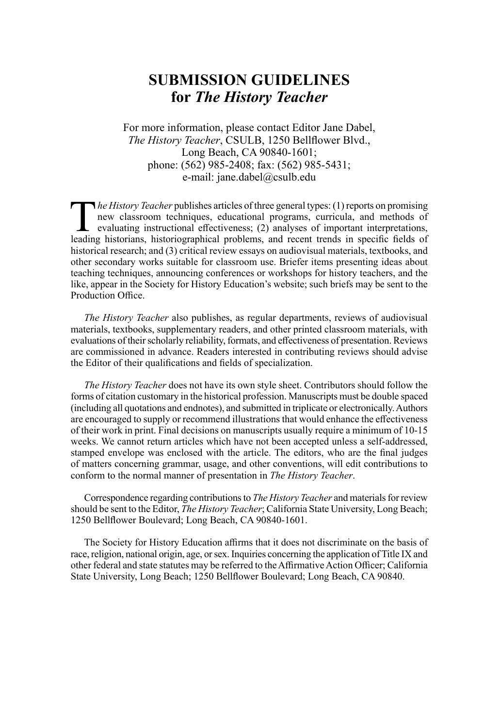# SUBMISSION GUIDELINES for *The History Teacher*

For more information, please contact Editor Jane Dabel,
*The History Teacher*, CSULB, 1250 Bellflower Blvd.,
Long Beach, CA 90840-1601;
phone: (562) 985-2408; fax: (562) 985-5431;
e-mail: jane.dabel@csulb.edu

*The History Teacher* publishes articles of three general types: (1) reports on promising new classroom techniques, educational programs, curricula, and methods of evaluating instructional effectiveness; (2) analyses of important interpretations, leading historians, historiographical problems, and recent trends in specific fields of historical research; and (3) critical review essays on audiovisual materials, textbooks, and other secondary works suitable for classroom use. Briefer items presenting ideas about teaching techniques, announcing conferences or workshops for history teachers, and the like, appear in the Society for History Education's website; such briefs may be sent to the Production Office.

*The History Teacher* also publishes, as regular departments, reviews of audiovisual materials, textbooks, supplementary readers, and other printed classroom materials, with evaluations of their scholarly reliability, formats, and effectiveness of presentation. Reviews are commissioned in advance. Readers interested in contributing reviews should advise the Editor of their qualifications and fields of specialization.

*The History Teacher* does not have its own style sheet. Contributors should follow the forms of citation customary in the historical profession. Manuscripts must be double spaced (including all quotations and endnotes), and submitted in triplicate or electronically. Authors are encouraged to supply or recommend illustrations that would enhance the effectiveness of their work in print. Final decisions on manuscripts usually require a minimum of 10-15 weeks. We cannot return articles which have not been accepted unless a self-addressed, stamped envelope was enclosed with the article. The editors, who are the final judges of matters concerning grammar, usage, and other conventions, will edit contributions to conform to the normal manner of presentation in *The History Teacher*.

Correspondence regarding contributions to *The History Teacher* and materials for review should be sent to the Editor, *The History Teacher*; California State University, Long Beach; 1250 Bellflower Boulevard; Long Beach, CA 90840-1601.

The Society for History Education affirms that it does not discriminate on the basis of race, religion, national origin, age, or sex. Inquiries concerning the application of Title IX and other federal and state statutes may be referred to the Affirmative Action Officer; California State University, Long Beach; 1250 Bellflower Boulevard; Long Beach, CA 90840.